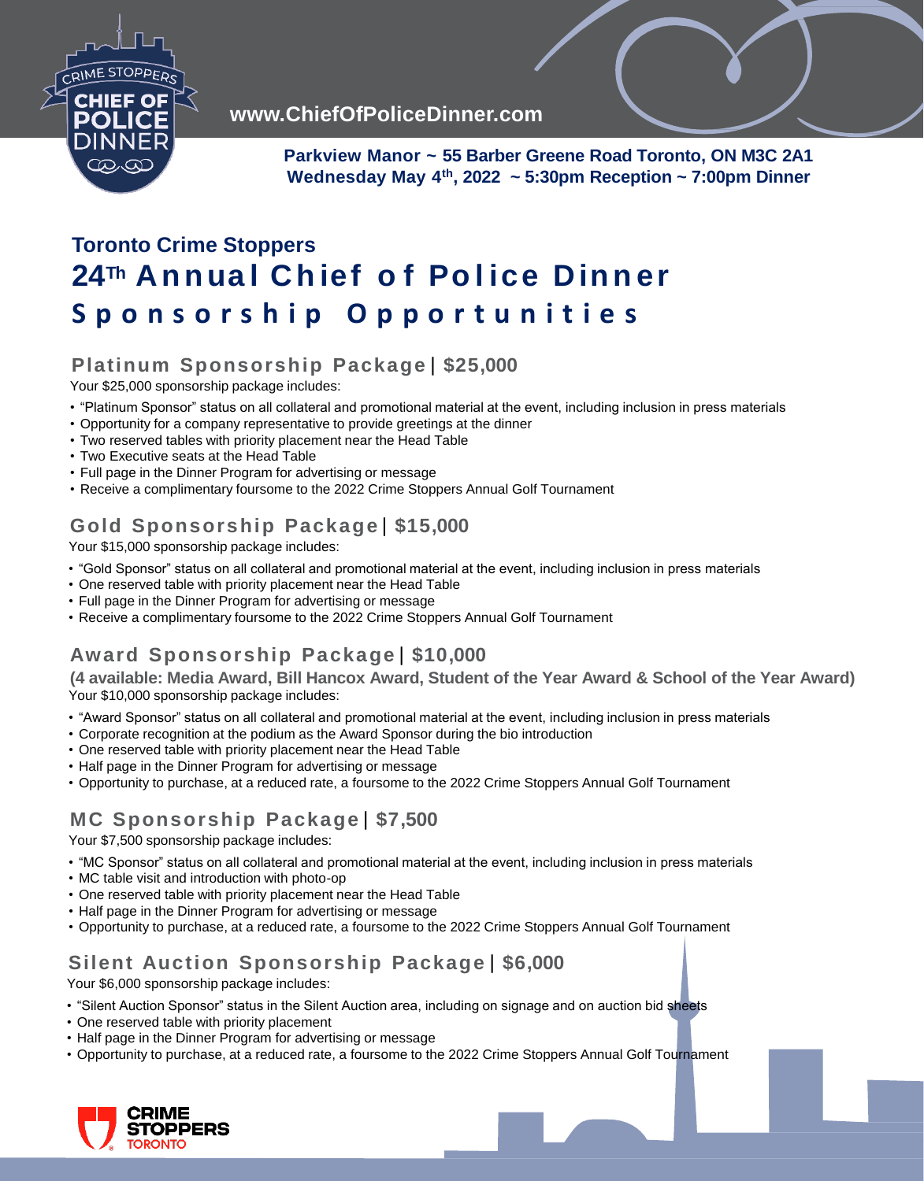CRIME STOPPERS CHIEF OF POLICE DINNER

www.ChiefOfPoliceDinner.com

**Parkview Manor ~ 55 Barber Greene Road Toronto, ON M3C 2A1**
**Wednesday May 4th, 2022 ~ 5:30pm Reception ~ 7:00pm Dinner**

## Toronto Crime Stoppers

# 24Th Annual Chief of Police Dinner

# Sponsorship Opportunities

### Platinum Sponsorship Package | $25,000

Your $25,000 sponsorship package includes:

- "Platinum Sponsor" status on all collateral and promotional material at the event, including inclusion in press materials
- Opportunity for a company representative to provide greetings at the dinner
- Two reserved tables with priority placement near the Head Table
- Two Executive seats at the Head Table
- Full page in the Dinner Program for advertising or message
- Receive a complimentary foursome to the 2022 Crime Stoppers Annual Golf Tournament

### Gold Sponsorship Package | $15,000

Your $15,000 sponsorship package includes:

- "Gold Sponsor" status on all collateral and promotional material at the event, including inclusion in press materials
- One reserved table with priority placement near the Head Table
- Full page in the Dinner Program for advertising or message
- Receive a complimentary foursome to the 2022 Crime Stoppers Annual Golf Tournament

### Award Sponsorship Package | $10,000

**(4 available: Media Award, Bill Hancox Award, Student of the Year Award & School of the Year Award)**

Your $10,000 sponsorship package includes:

- "Award Sponsor" status on all collateral and promotional material at the event, including inclusion in press materials
- Corporate recognition at the podium as the Award Sponsor during the bio introduction
- One reserved table with priority placement near the Head Table
- Half page in the Dinner Program for advertising or message
- Opportunity to purchase, at a reduced rate, a foursome to the 2022 Crime Stoppers Annual Golf Tournament

### MC Sponsorship Package | $7,500

Your $7,500 sponsorship package includes:

- "MC Sponsor" status on all collateral and promotional material at the event, including inclusion in press materials
- MC table visit and introduction with photo-op
- One reserved table with priority placement near the Head Table
- Half page in the Dinner Program for advertising or message
- Opportunity to purchase, at a reduced rate, a foursome to the 2022 Crime Stoppers Annual Golf Tournament

### Silent Auction Sponsorship Package | $6,000

Your $6,000 sponsorship package includes:

- "Silent Auction Sponsor" status in the Silent Auction area, including on signage and on auction bid sheets
- One reserved table with priority placement
- Half page in the Dinner Program for advertising or message
- Opportunity to purchase, at a reduced rate, a foursome to the 2022 Crime Stoppers Annual Golf Tournament

CRIME STOPPERS TORONTO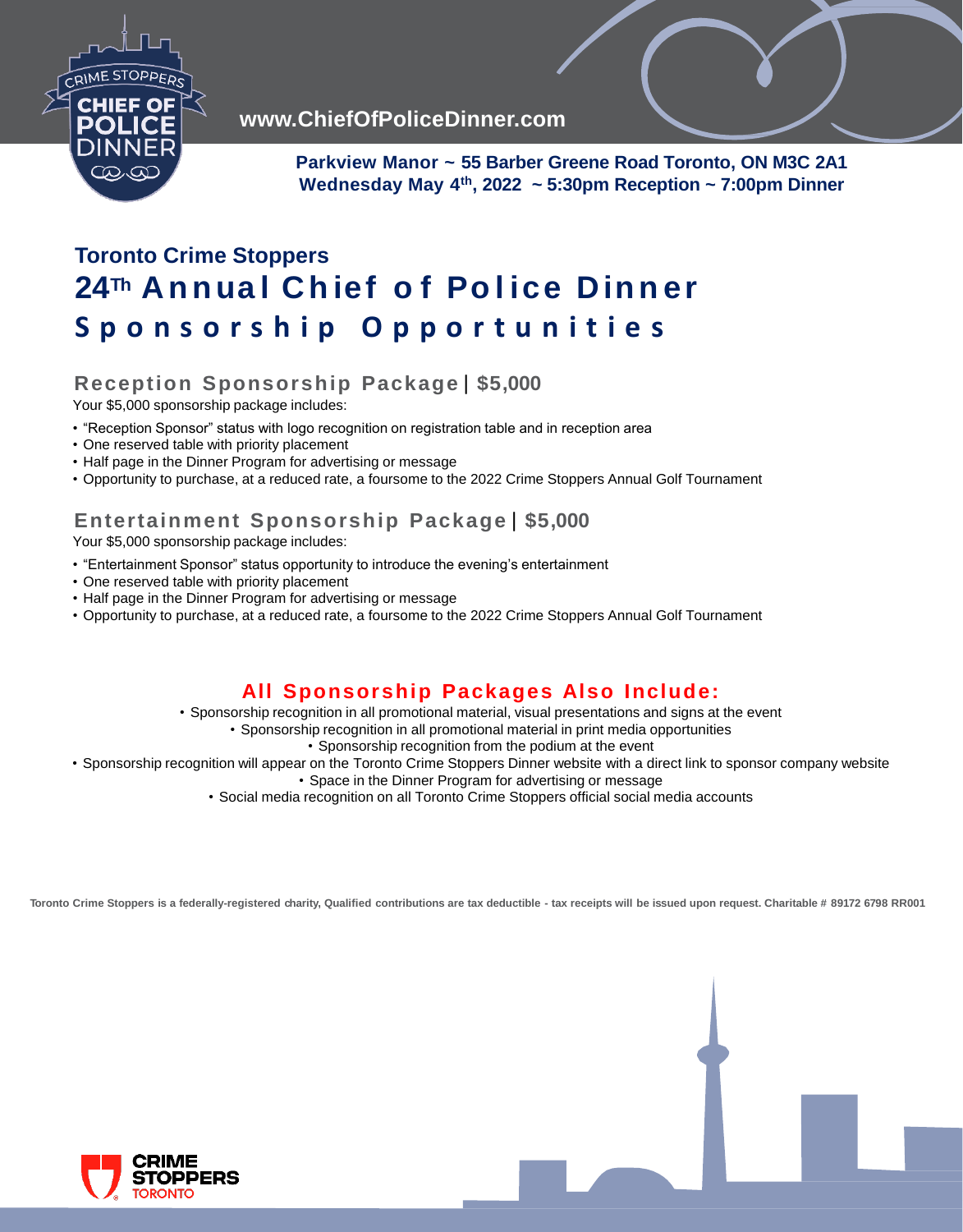www.ChiefOfPoliceDinner.com

**Parkview Manor ~ 55 Barber Greene Road Toronto, ON M3C 2A1**
**Wednesday May 4th, 2022 ~ 5:30pm Reception ~ 7:00pm Dinner**

## Toronto Crime Stoppers

# 24Th Annual Chief of Police Dinner

# Sponsorship Opportunities

### Reception Sponsorship Package | $5,000

Your $5,000 sponsorship package includes:

- "Reception Sponsor" status with logo recognition on registration table and in reception area
- One reserved table with priority placement
- Half page in the Dinner Program for advertising or message
- Opportunity to purchase, at a reduced rate, a foursome to the 2022 Crime Stoppers Annual Golf Tournament

### Entertainment Sponsorship Package | $5,000

Your $5,000 sponsorship package includes:

- "Entertainment Sponsor" status opportunity to introduce the evening's entertainment
- One reserved table with priority placement
- Half page in the Dinner Program for advertising or message
- Opportunity to purchase, at a reduced rate, a foursome to the 2022 Crime Stoppers Annual Golf Tournament

### All Sponsorship Packages Also Include:

- Sponsorship recognition in all promotional material, visual presentations and signs at the event
- Sponsorship recognition in all promotional material in print media opportunities
- Sponsorship recognition from the podium at the event
- Sponsorship recognition will appear on the Toronto Crime Stoppers Dinner website with a direct link to sponsor company website
- Space in the Dinner Program for advertising or message
- Social media recognition on all Toronto Crime Stoppers official social media accounts

**Toronto Crime Stoppers is a federally-registered charity, Qualified contributions are tax deductible - tax receipts will be issued upon request. Charitable # 89172 6798 RR001**

CRIME STOPPERS TORONTO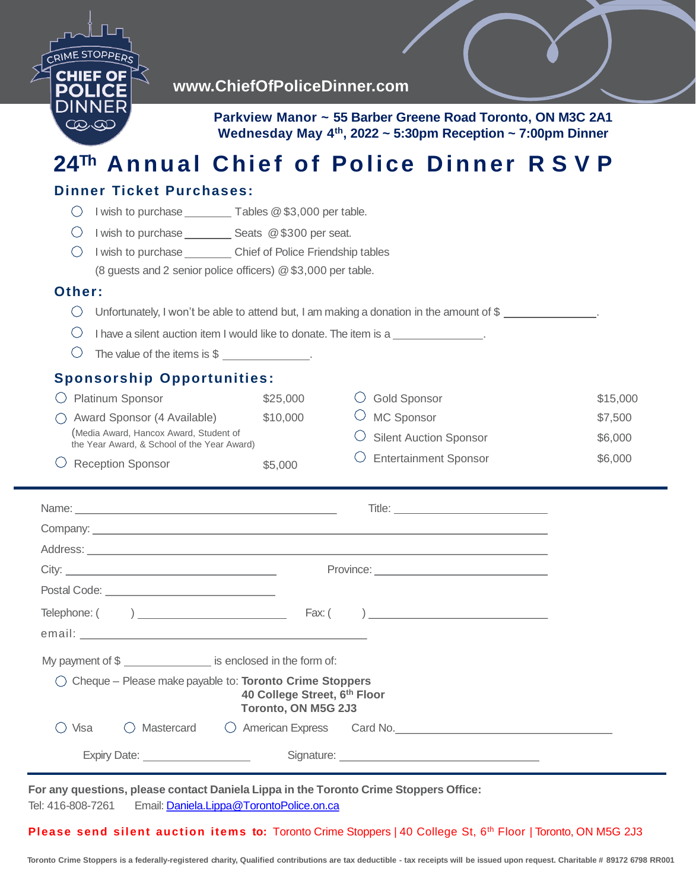CRIME STOPPERS CHIEF OF POLICE DINNER

**www.ChiefOfPoliceDinner.com**

**Parkview Manor ~ 55 Barber Greene Road Toronto, ON M3C 2A1**
**Wednesday May 4th, 2022 ~ 5:30pm Reception ~ 7:00pm Dinner**

# 24Th Annual Chief of Police Dinner RSVP

## Dinner Ticket Purchases:

- ○ I wish to purchase ________ Tables @ $3,000 per table.
- ○ I wish to purchase ________ Seats @ $300 per seat.
- ○ I wish to purchase ________ Chief of Police Friendship tables (8 guests and 2 senior police officers) @ $3,000 per table.

## Other:

- ○ Unfortunately, I won't be able to attend but, I am making a donation in the amount of $ ______________.
- ○ I have a silent auction item I would like to donate. The item is a ______________.
- ○ The value of the items is $ ______________.

## Sponsorship Opportunities:

| | | | |
|---|---|---|---|
| ○ Platinum Sponsor | $25,000 | ○ Gold Sponsor | $15,000 |
| ○ Award Sponsor (4 Available) (Media Award, Hancox Award, Student of the Year Award, & School of the Year Award) | $10,000 | ○ MC Sponsor | $7,500 |
| | | ○ Silent Auction Sponsor | $6,000 |
| ○ Reception Sponsor | $5,000 | ○ Entertainment Sponsor | $6,000 |

---

Name: ______________________________ Title: ______________________

Company: ______________________________________________

Address: ______________________________________________

City: ______________________ Province: ______________________

Postal Code: ______________________

Telephone: ( ) ______________________ Fax: ( ) ______________________

email: ______________________________________

My payment of $ ______________ is enclosed in the form of:

○ Cheque – Please make payable to: **Toronto Crime Stoppers**
**40 College Street, 6th Floor**
**Toronto, ON M5G 2J3**

○ Visa ○ Mastercard ○ American Express Card No. ______________________________

Expiry Date: ______________ Signature: ______________________________

---

**For any questions, please contact Daniela Lippa in the Toronto Crime Stoppers Office:**

Tel: 416-808-7261 Email: Daniela.Lippa@TorontoPolice.on.ca

**Please send silent auction items to:** Toronto Crime Stoppers | 40 College St, 6th Floor | Toronto, ON M5G 2J3

**Toronto Crime Stoppers is a federally-registered charity, Qualified contributions are tax deductible - tax receipts will be issued upon request. Charitable # 89172 6798 RR001**